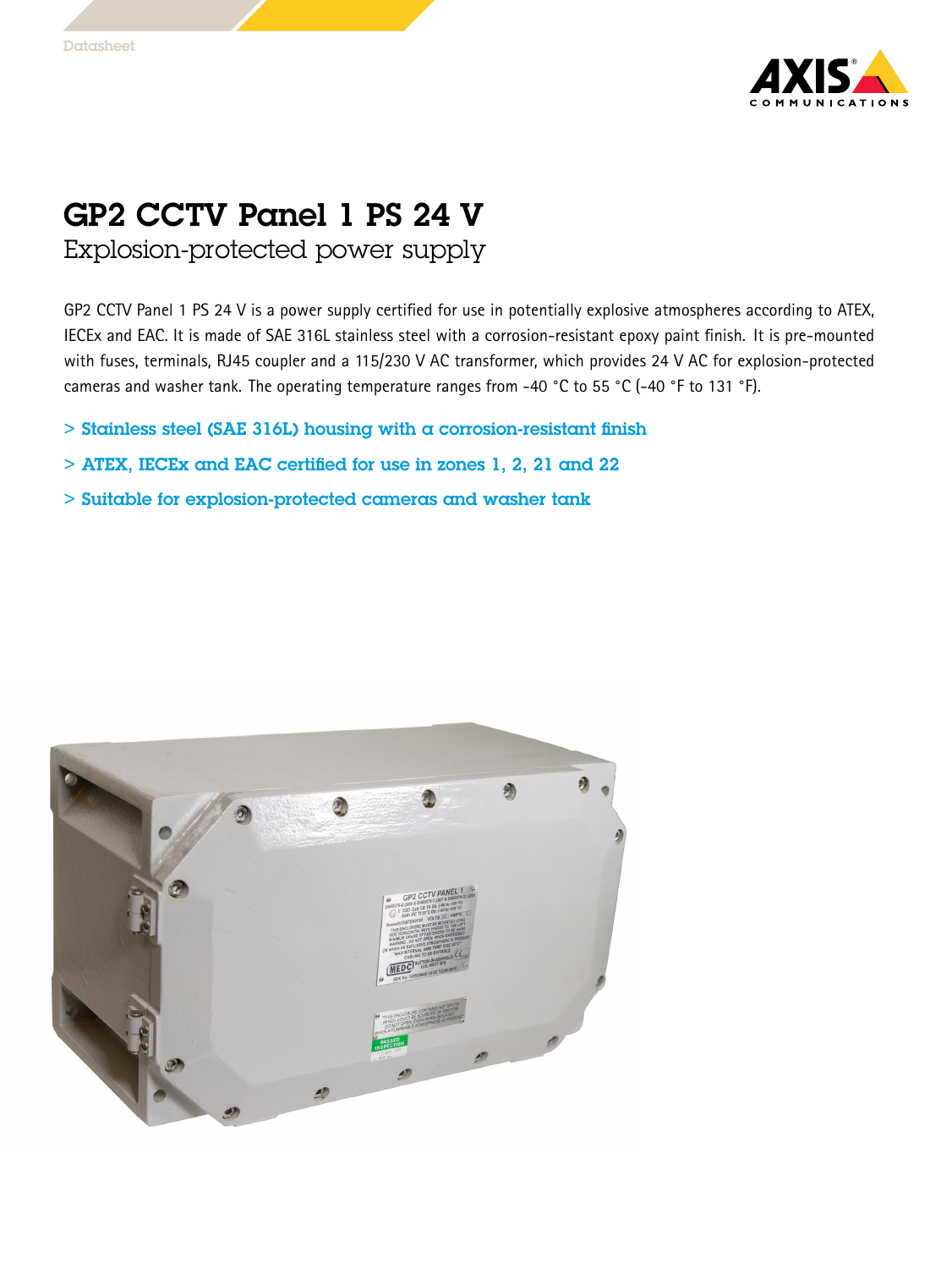# GP2 CCTV Panel 1 PS 24 V

## Explosion-protected power supply

GP2 CCTV Panel 1 PS 24 V is a power supply certified for use in potentially explosive atmospheres according to ATEX, IECEx and EAC. It is made of SAE 316L stainless steel with a corrosion-resistant epoxy paint finish. It is pre-mounted with fuses, terminals, RJ45 coupler and a 115/230 V AC transformer, which provides 24 V AC for explosion-protected cameras and washer tank. The operating temperature ranges from -40 °C to 55 °C (-40 °F to 131 °F).

- Stainless steel (SAE 316L) housing with a corrosion-resistant finish
- ATEX, IECEx and EAC certified for use in zones 1, 2, 21 and 22
- Suitable for explosion-protected cameras and washer tank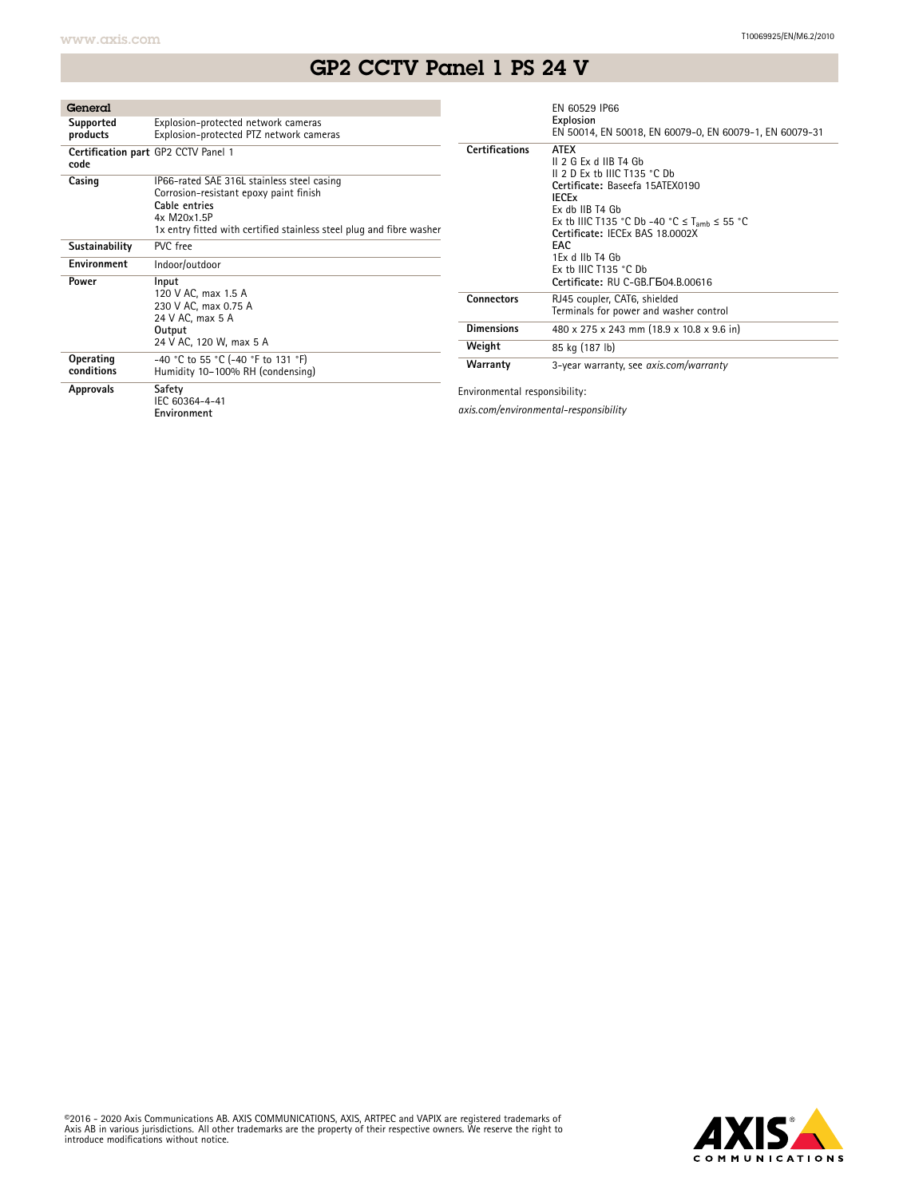# GP2 CCTV Panel 1 PS 24 V

## General

| | |
|---|---|
| **Supported products** | Explosion-protected network cameras<br>Explosion-protected PTZ network cameras |
| **Certification part code** | GP2 CCTV Panel 1 |
| **Casing** | IP66-rated SAE 316L stainless steel casing<br>Corrosion-resistant epoxy paint finish<br>**Cable entries**<br>4x M20x1.5P<br>1x entry fitted with certified stainless steel plug and fibre washer |
| **Sustainability** | PVC free |
| **Environment** | Indoor/outdoor |
| **Power** | **Input**<br>120 V AC, max 1.5 A<br>230 V AC, max 0.75 A<br>24 V AC, max 5 A<br>**Output**<br>24 V AC, 120 W, max 5 A |
| **Operating conditions** | -40 °C to 55 °C (-40 °F to 131 °F)<br>Humidity 10–100% RH (condensing) |
| **Approvals** | **Safety**<br>IEC 60364-4-41<br>**Environment**<br>EN 60529 IP66<br>**Explosion**<br>EN 50014, EN 50018, EN 60079-0, EN 60079-1, EN 60079-31 |
| **Certifications** | **ATEX**<br>II 2 G Ex d IIB T4 Gb<br>II 2 D Ex tb IIIC T135 °C Db<br>**Certificate:** Baseefa 15ATEX0190<br>**IECEx**<br>Ex db IIB T4 Gb<br>Ex tb IIIC T135 °C Db -40 °C ≤ $T_{amb}$ ≤ 55 °C<br>**Certificate:** IECEx BAS 18.0002X<br>**EAC**<br>1Ex d IIb T4 Gb<br>Ex tb IIIC T135 °C Db<br>**Certificate:** RU C-GB.ГБ04.B.00616 |
| **Connectors** | RJ45 coupler, CAT6, shielded<br>Terminals for power and washer control |
| **Dimensions** | 480 x 275 x 243 mm (18.9 x 10.8 x 9.6 in) |
| **Weight** | 85 kg (187 lb) |
| **Warranty** | 3-year warranty, see *axis.com/warranty* |

Environmental responsibility:

*axis.com/environmental-responsibility*

©2016 - 2020 Axis Communications AB. AXIS COMMUNICATIONS, AXIS, ARTPEC and VAPIX are registered trademarks of Axis AB in various jurisdictions. All other trademarks are the property of their respective owners. We reserve the right to introduce modifications without notice.